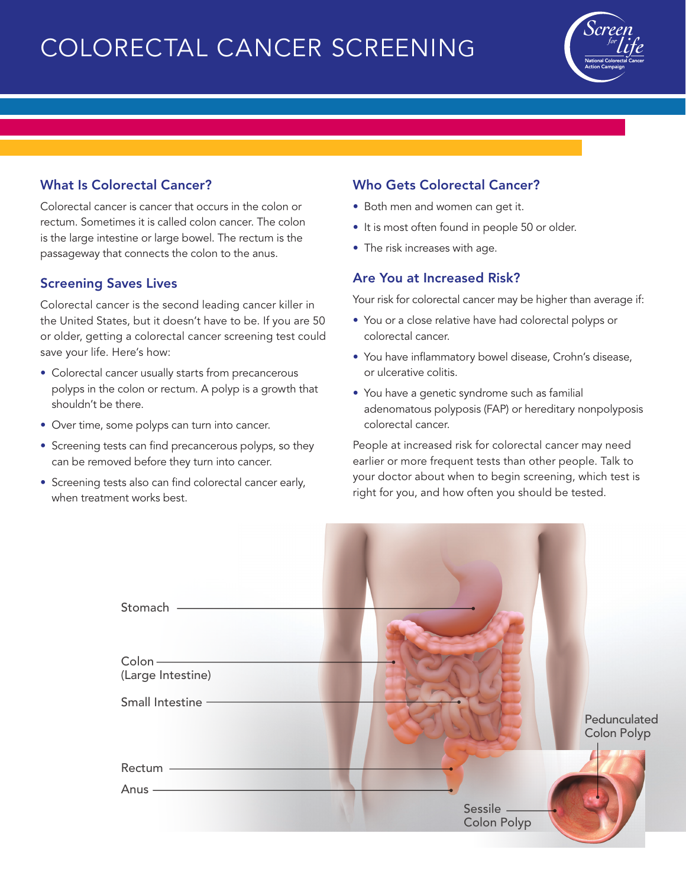# COLORECTAL CANCER SCREENING

## What Is Colorectal Cancer?

Colorectal cancer is cancer that occurs in the colon or rectum. Sometimes it is called colon cancer. The colon is the large intestine or large bowel. The rectum is the passageway that connects the colon to the anus.

## Screening Saves Lives

Colorectal cancer is the second leading cancer killer in the United States, but it doesn't have to be. If you are 50 or older, getting a colorectal cancer screening test could save your life. Here's how:

- Colorectal cancer usually starts from precancerous polyps in the colon or rectum. A polyp is a growth that shouldn't be there.
- Over time, some polyps can turn into cancer.
- Screening tests can find precancerous polyps, so they can be removed before they turn into cancer.
- Screening tests also can find colorectal cancer early, when treatment works best.

## Who Gets Colorectal Cancer?

- Both men and women can get it.
- It is most often found in people 50 or older.
- The risk increases with age.

## Are You at Increased Risk?

Your risk for colorectal cancer may be higher than average if:

- You or a close relative have had colorectal polyps or colorectal cancer.
- You have inflammatory bowel disease, Crohn's disease, or ulcerative colitis.
- You have a genetic syndrome such as familial adenomatous polyposis (FAP) or hereditary nonpolyposis colorectal cancer.

People at increased risk for colorectal cancer may need earlier or more frequent tests than other people. Talk to your doctor about when to begin screening, which test is right for you, and how often you should be tested.

Stomach

Colon (Large Intestine)

Small Intestine

Rectum

Anus

Pedunculated Colon Polyp

Sessile Colon Polyp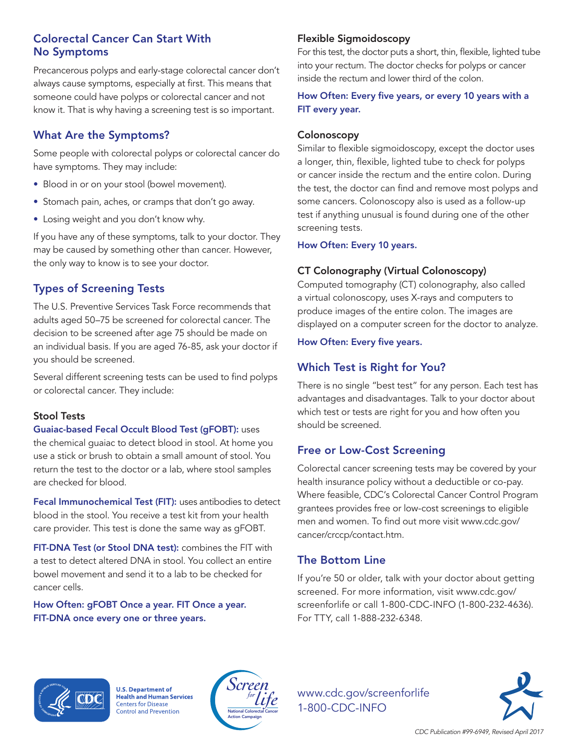## Colorectal Cancer Can Start With No Symptoms

Precancerous polyps and early-stage colorectal cancer don't always cause symptoms, especially at first. This means that someone could have polyps or colorectal cancer and not know it. That is why having a screening test is so important.

## What Are the Symptoms?

Some people with colorectal polyps or colorectal cancer do have symptoms. They may include:

- Blood in or on your stool (bowel movement).
- Stomach pain, aches, or cramps that don't go away.
- Losing weight and you don't know why.

If you have any of these symptoms, talk to your doctor. They may be caused by something other than cancer. However, the only way to know is to see your doctor.

## Types of Screening Tests

The U.S. Preventive Services Task Force recommends that adults aged 50–75 be screened for colorectal cancer. The decision to be screened after age 75 should be made on an individual basis. If you are aged 76-85, ask your doctor if you should be screened.

Several different screening tests can be used to find polyps or colorectal cancer. They include:

### Stool Tests

**Guaiac-based Fecal Occult Blood Test (gFOBT):** uses the chemical guaiac to detect blood in stool. At home you use a stick or brush to obtain a small amount of stool. You return the test to the doctor or a lab, where stool samples are checked for blood.

**Fecal Immunochemical Test (FIT):** uses antibodies to detect blood in the stool. You receive a test kit from your health care provider. This test is done the same way as gFOBT.

**FIT-DNA Test (or Stool DNA test):** combines the FIT with a test to detect altered DNA in stool. You collect an entire bowel movement and send it to a lab to be checked for cancer cells.

**How Often: gFOBT Once a year. FIT Once a year. FIT-DNA once every one or three years.**

### Flexible Sigmoidoscopy

For this test, the doctor puts a short, thin, flexible, lighted tube into your rectum. The doctor checks for polyps or cancer inside the rectum and lower third of the colon.

**How Often: Every five years, or every 10 years with a FIT every year.**

### Colonoscopy

Similar to flexible sigmoidoscopy, except the doctor uses a longer, thin, flexible, lighted tube to check for polyps or cancer inside the rectum and the entire colon. During the test, the doctor can find and remove most polyps and some cancers. Colonoscopy also is used as a follow-up test if anything unusual is found during one of the other screening tests.

**How Often: Every 10 years.**

### CT Colonography (Virtual Colonoscopy)

Computed tomography (CT) colonography, also called a virtual colonoscopy, uses X-rays and computers to produce images of the entire colon. The images are displayed on a computer screen for the doctor to analyze.

**How Often: Every five years.**

## Which Test is Right for You?

There is no single "best test" for any person. Each test has advantages and disadvantages. Talk to your doctor about which test or tests are right for you and how often you should be screened.

## Free or Low-Cost Screening

Colorectal cancer screening tests may be covered by your health insurance policy without a deductible or co-pay. Where feasible, CDC's Colorectal Cancer Control Program grantees provides free or low-cost screenings to eligible men and women. To find out more visit www.cdc.gov/cancer/crccp/contact.htm.

## The Bottom Line

If you're 50 or older, talk with your doctor about getting screened. For more information, visit www.cdc.gov/screenforlife or call 1-800-CDC-INFO (1-800-232-4636). For TTY, call 1-888-232-6348.

U.S. Department of Health and Human Services
Centers for Disease Control and Prevention

Screen for Life
National Colorectal Cancer Action Campaign

www.cdc.gov/screenforlife
1-800-CDC-INFO

*CDC Publication #99-6949, Revised April 2017*